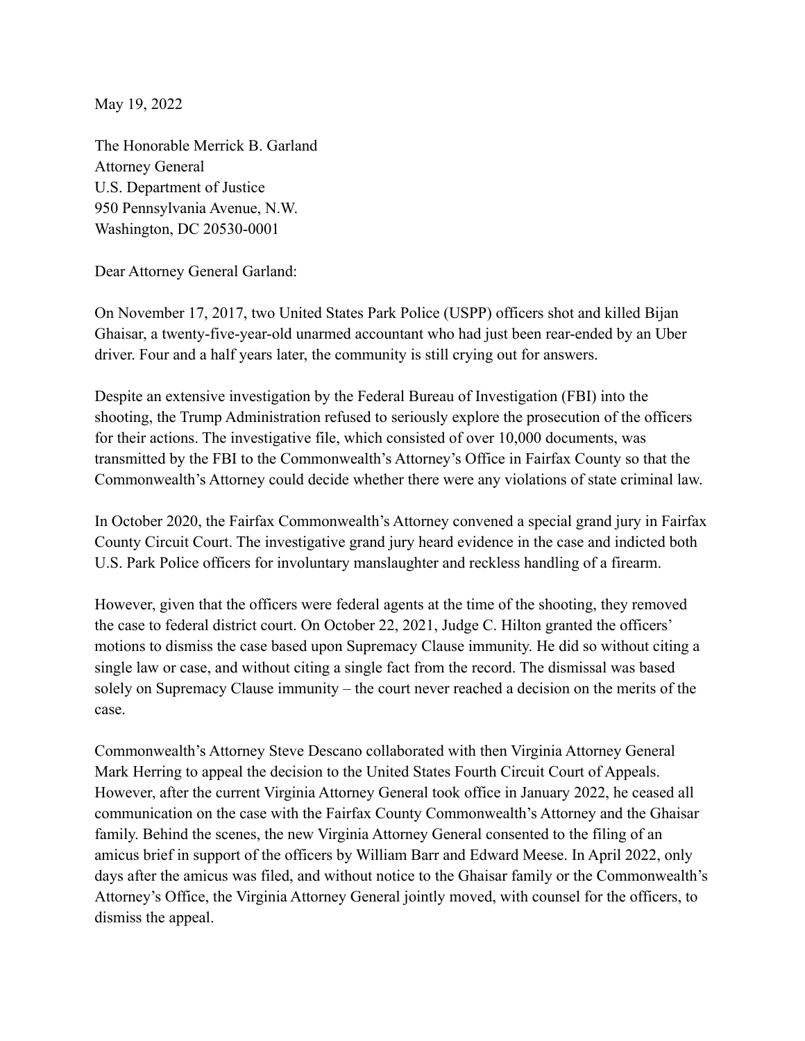May 19, 2022

The Honorable Merrick B. Garland
Attorney General
U.S. Department of Justice
950 Pennsylvania Avenue, N.W.
Washington, DC 20530-0001

Dear Attorney General Garland:

On November 17, 2017, two United States Park Police (USPP) officers shot and killed Bijan Ghaisar, a twenty-five-year-old unarmed accountant who had just been rear-ended by an Uber driver. Four and a half years later, the community is still crying out for answers.

Despite an extensive investigation by the Federal Bureau of Investigation (FBI) into the shooting, the Trump Administration refused to seriously explore the prosecution of the officers for their actions. The investigative file, which consisted of over 10,000 documents, was transmitted by the FBI to the Commonwealth's Attorney's Office in Fairfax County so that the Commonwealth's Attorney could decide whether there were any violations of state criminal law.

In October 2020, the Fairfax Commonwealth's Attorney convened a special grand jury in Fairfax County Circuit Court. The investigative grand jury heard evidence in the case and indicted both U.S. Park Police officers for involuntary manslaughter and reckless handling of a firearm.

However, given that the officers were federal agents at the time of the shooting, they removed the case to federal district court. On October 22, 2021, Judge C. Hilton granted the officers' motions to dismiss the case based upon Supremacy Clause immunity. He did so without citing a single law or case, and without citing a single fact from the record. The dismissal was based solely on Supremacy Clause immunity – the court never reached a decision on the merits of the case.

Commonwealth's Attorney Steve Descano collaborated with then Virginia Attorney General Mark Herring to appeal the decision to the United States Fourth Circuit Court of Appeals. However, after the current Virginia Attorney General took office in January 2022, he ceased all communication on the case with the Fairfax County Commonwealth's Attorney and the Ghaisar family. Behind the scenes, the new Virginia Attorney General consented to the filing of an amicus brief in support of the officers by William Barr and Edward Meese. In April 2022, only days after the amicus was filed, and without notice to the Ghaisar family or the Commonwealth's Attorney's Office, the Virginia Attorney General jointly moved, with counsel for the officers, to dismiss the appeal.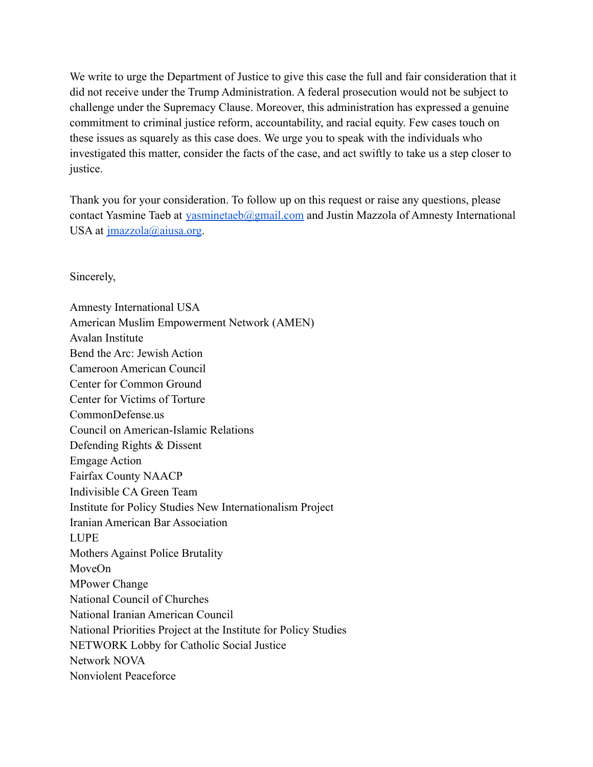We write to urge the Department of Justice to give this case the full and fair consideration that it did not receive under the Trump Administration. A federal prosecution would not be subject to challenge under the Supremacy Clause. Moreover, this administration has expressed a genuine commitment to criminal justice reform, accountability, and racial equity. Few cases touch on these issues as squarely as this case does. We urge you to speak with the individuals who investigated this matter, consider the facts of the case, and act swiftly to take us a step closer to justice.

Thank you for your consideration. To follow up on this request or raise any questions, please contact Yasmine Taeb at yasminetaeb@gmail.com and Justin Mazzola of Amnesty International USA at jmazzola@aiusa.org.

Sincerely,

Amnesty International USA
American Muslim Empowerment Network (AMEN)
Avalan Institute
Bend the Arc: Jewish Action
Cameroon American Council
Center for Common Ground
Center for Victims of Torture
CommonDefense.us
Council on American-Islamic Relations
Defending Rights & Dissent
Emgage Action
Fairfax County NAACP
Indivisible CA Green Team
Institute for Policy Studies New Internationalism Project
Iranian American Bar Association
LUPE
Mothers Against Police Brutality
MoveOn
MPower Change
National Council of Churches
National Iranian American Council
National Priorities Project at the Institute for Policy Studies
NETWORK Lobby for Catholic Social Justice
Network NOVA
Nonviolent Peaceforce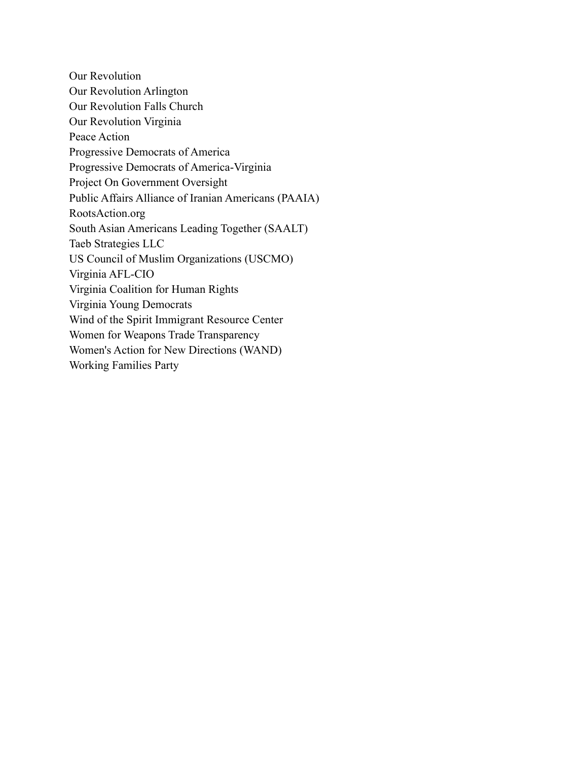Our Revolution
Our Revolution Arlington
Our Revolution Falls Church
Our Revolution Virginia
Peace Action
Progressive Democrats of America
Progressive Democrats of America-Virginia
Project On Government Oversight
Public Affairs Alliance of Iranian Americans (PAAIA)
RootsAction.org
South Asian Americans Leading Together (SAALT)
Taeb Strategies LLC
US Council of Muslim Organizations (USCMO)
Virginia AFL-CIO
Virginia Coalition for Human Rights
Virginia Young Democrats
Wind of the Spirit Immigrant Resource Center
Women for Weapons Trade Transparency
Women's Action for New Directions (WAND)
Working Families Party